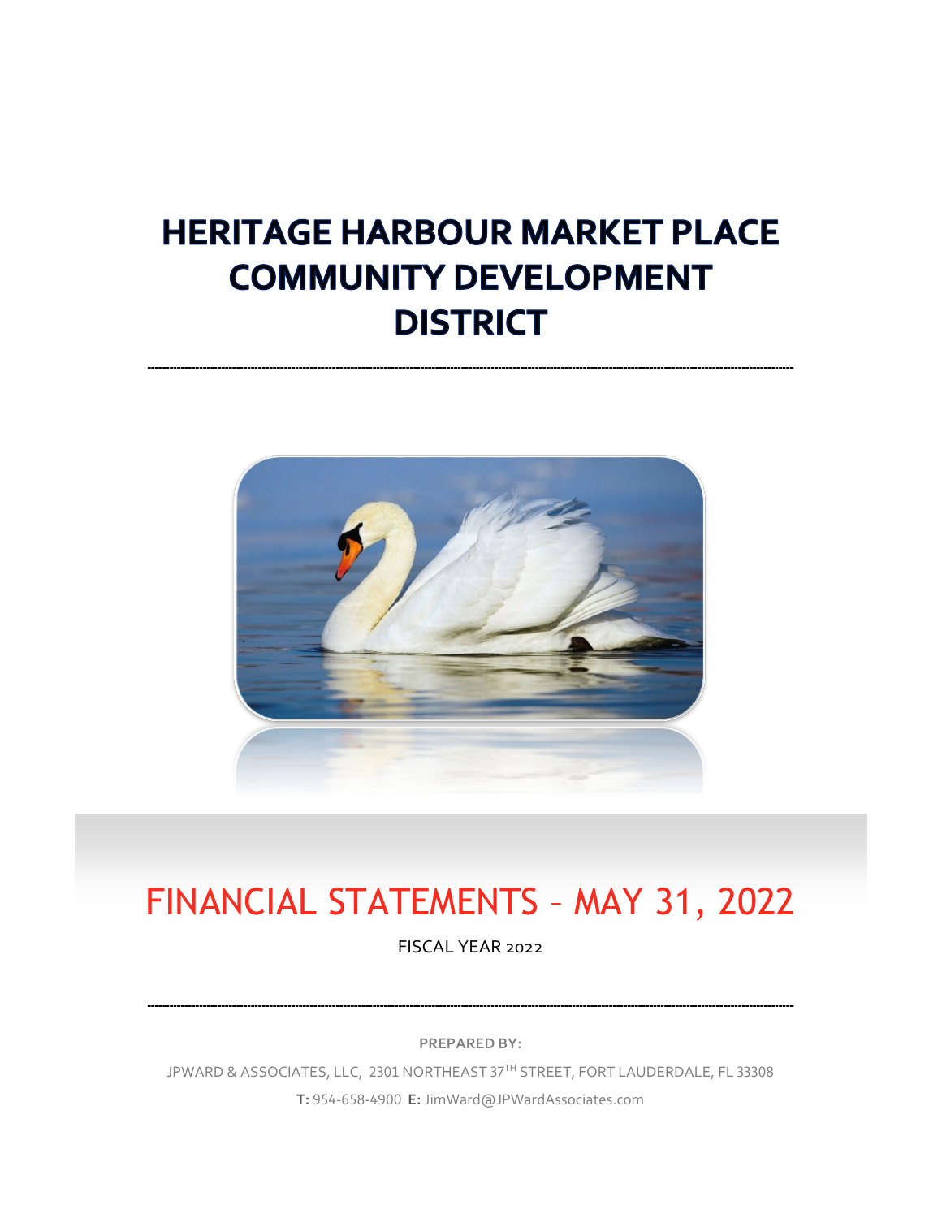# HERITAGE HARBOUR MARKET PLACE COMMUNITY DEVELOPMENT DISTRICT

---

## FINANCIAL STATEMENTS – MAY 31, 2022

FISCAL YEAR 2022

---

**PREPARED BY:**

JPWARD & ASSOCIATES, LLC, 2301 NORTHEAST 37TH STREET, FORT LAUDERDALE, FL 33308

**T:** 954-658-4900 **E:** JimWard@JPWardAssociates.com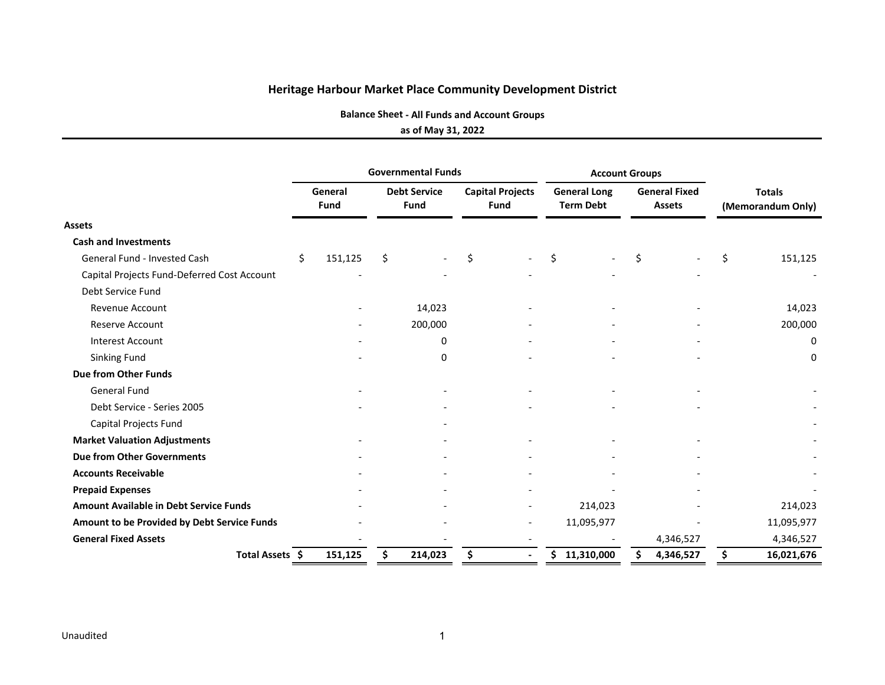# Heritage Harbour Market Place Community Development District

**Balance Sheet - All Funds and Account Groups**

**as of May 31, 2022**

| | Governmental Funds | | | Account Groups | | |
|---|---|---|---|---|---|---|
| | **General Fund** | **Debt Service Fund** | **Capital Projects Fund** | **General Long Term Debt** | **General Fixed Assets** | **Totals (Memorandum Only)** |
| **Assets** | | | | | | |
| **Cash and Investments** | | | | | | |
| General Fund - Invested Cash | $ 151,125 | $ - | $ - | $ - | $ - | $ 151,125 |
| Capital Projects Fund-Deferred Cost Account | - | - | - | - | - | - |
| Debt Service Fund | | | | | | |
| Revenue Account | - | 14,023 | - | - | - | 14,023 |
| Reserve Account | - | 200,000 | - | - | - | 200,000 |
| Interest Account | - | 0 | - | - | - | 0 |
| Sinking Fund | - | 0 | - | - | - | 0 |
| **Due from Other Funds** | | | | | | |
| General Fund | - | - | - | - | - | - |
| Debt Service - Series 2005 | - | - | - | - | - | - |
| Capital Projects Fund | | - | | | | - |
| **Market Valuation Adjustments** | - | - | - | - | - | - |
| **Due from Other Governments** | - | - | - | - | - | - |
| **Accounts Receivable** | - | - | - | - | - | - |
| **Prepaid Expenses** | - | - | - | - | - | - |
| **Amount Available in Debt Service Funds** | - | - | - | 214,023 | - | 214,023 |
| **Amount to be Provided by Debt Service Funds** | - | - | - | 11,095,977 | - | 11,095,977 |
| **General Fixed Assets** | - | - | - | - | 4,346,527 | 4,346,527 |
| **Total Assets** | **$ 151,125** | **$ 214,023** | **$ -** | **$ 11,310,000** | **$ 4,346,527** | **$ 16,021,676** |

Unaudited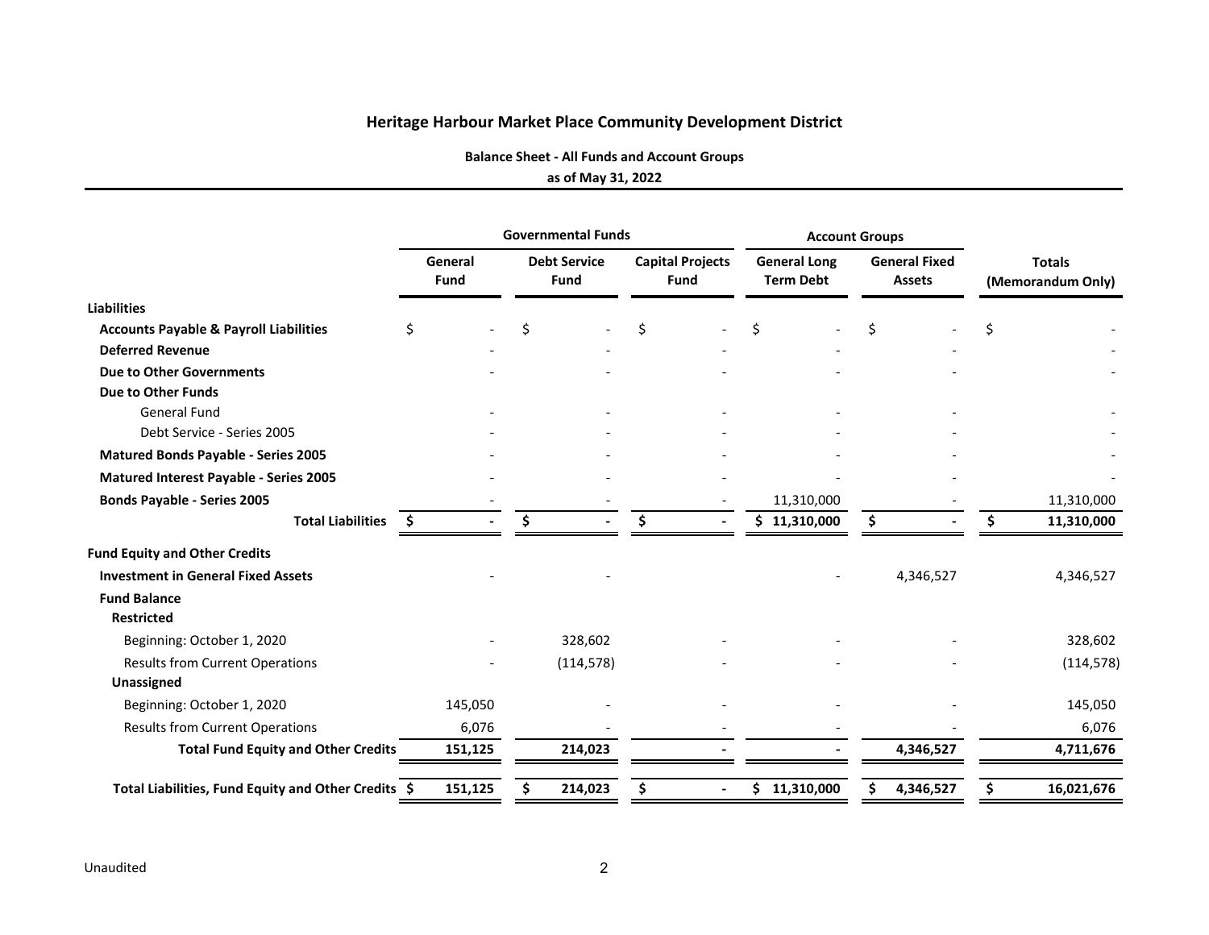# Heritage Harbour Market Place Community Development District

## Balance Sheet - All Funds and Account Groups

### as of May 31, 2022

| | Governmental Funds | | | Account Groups | | |
|---|---|---|---|---|---|---|
| | General Fund | Debt Service Fund | Capital Projects Fund | General Long Term Debt | General Fixed Assets | Totals (Memorandum Only) |
| **Liabilities** | | | | | | |
| **Accounts Payable & Payroll Liabilities** | $ - | $ - | $ - | $ - | $ - | $ - |
| **Deferred Revenue** | - | - | - | - | - | - |
| **Due to Other Governments** | - | - | - | - | - | - |
| **Due to Other Funds** | | | | | | |
| General Fund | - | - | - | - | - | - |
| Debt Service - Series 2005 | - | - | - | - | - | - |
| **Matured Bonds Payable - Series 2005** | - | - | - | - | - | - |
| **Matured Interest Payable - Series 2005** | - | - | - | - | - | - |
| **Bonds Payable - Series 2005** | - | - | - | 11,310,000 | - | 11,310,000 |
| **Total Liabilities** | **$ -** | **$ -** | **$ -** | **$ 11,310,000** | **$ -** | **$ 11,310,000** |
| **Fund Equity and Other Credits** | | | | | | |
| **Investment in General Fixed Assets** | - | - | | - | 4,346,527 | 4,346,527 |
| **Fund Balance** | | | | | | |
| **Restricted** | | | | | | |
| Beginning: October 1, 2020 | - | 328,602 | - | - | - | 328,602 |
| Results from Current Operations | - | (114,578) | - | - | - | (114,578) |
| **Unassigned** | | | | | | |
| Beginning: October 1, 2020 | 145,050 | - | - | - | - | 145,050 |
| Results from Current Operations | 6,076 | - | - | - | - | 6,076 |
| **Total Fund Equity and Other Credits** | **151,125** | **214,023** | **-** | **-** | **4,346,527** | **4,711,676** |
| **Total Liabilities, Fund Equity and Other Credits** | **$ 151,125** | **$ 214,023** | **$ -** | **$ 11,310,000** | **$ 4,346,527** | **$ 16,021,676** |

Unaudited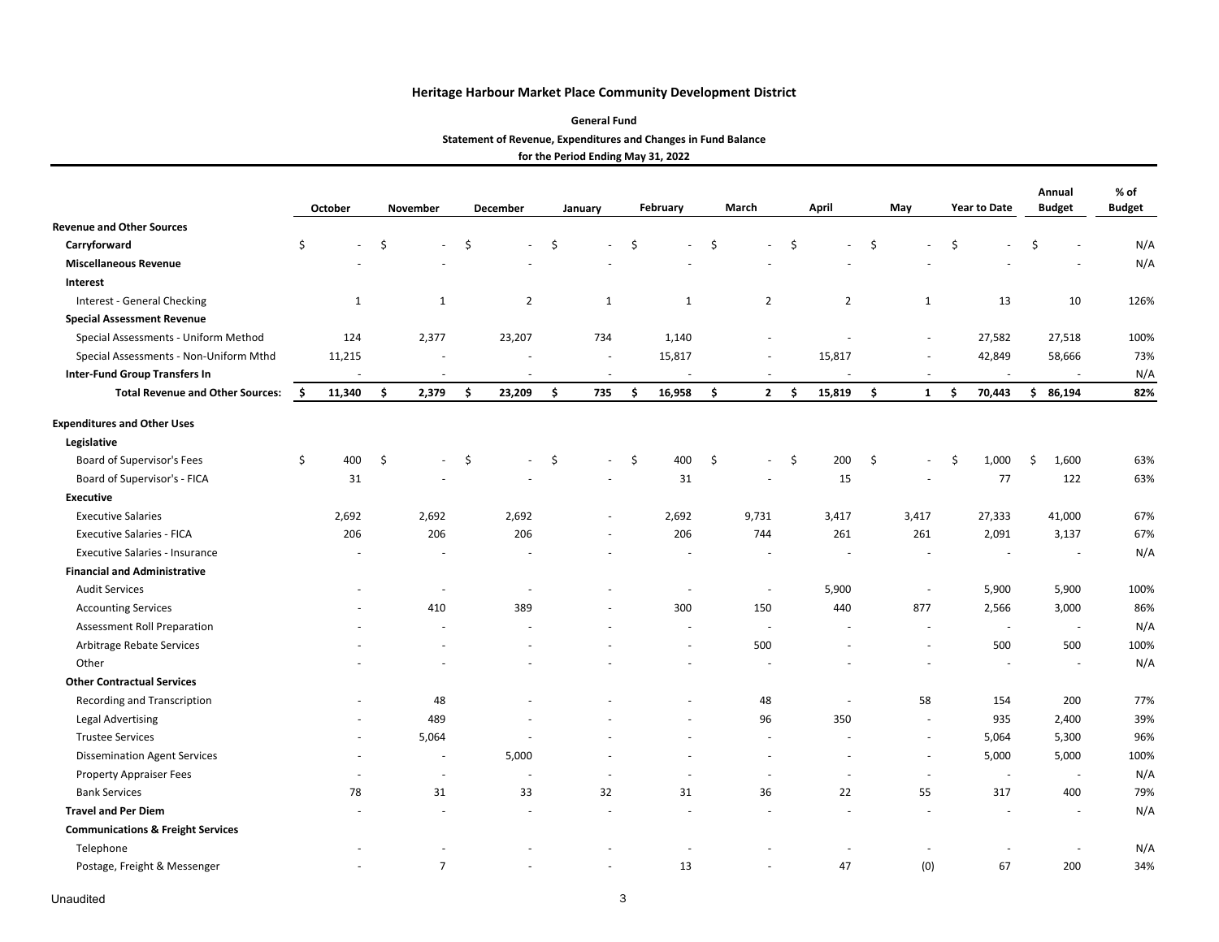## Heritage Harbour Market Place Community Development District

**General Fund**

**Statement of Revenue, Expenditures and Changes in Fund Balance**

**for the Period Ending May 31, 2022**

| | October | November | December | January | February | March | April | May | Year to Date | Annual Budget | % of Budget |
|---|---|---|---|---|---|---|---|---|---|---|---|
| **Revenue and Other Sources** | | | | | | | | | | | |
| **Carryforward** | $ - | $ - | $ - | $ - | $ - | $ - | $ - | $ - | $ - | $ - | N/A |
| **Miscellaneous Revenue** | - | - | - | - | - | - | - | - | - | - | N/A |
| **Interest** | | | | | | | | | | | |
| Interest - General Checking | 1 | 1 | 2 | 1 | 1 | 2 | 2 | 1 | 13 | 10 | 126% |
| **Special Assessment Revenue** | | | | | | | | | | | |
| Special Assessments - Uniform Method | 124 | 2,377 | 23,207 | 734 | 1,140 | - | - | - | 27,582 | 27,518 | 100% |
| Special Assessments - Non-Uniform Mthd | 11,215 | - | - | - | 15,817 | - | 15,817 | - | 42,849 | 58,666 | 73% |
| **Inter-Fund Group Transfers In** | - | - | - | - | - | - | - | - | - | - | N/A |
| **Total Revenue and Other Sources:** | **$ 11,340** | **$ 2,379** | **$ 23,209** | **$ 735** | **$ 16,958** | **$ 2** | **$ 15,819** | **$ 1** | **$ 70,443** | **$ 86,194** | **82%** |
| **Expenditures and Other Uses** | | | | | | | | | | | |
| **Legislative** | | | | | | | | | | | |
| Board of Supervisor's Fees | $ 400 | $ - | $ - | $ - | $ 400 | $ - | $ 200 | $ - | $ 1,000 | $ 1,600 | 63% |
| Board of Supervisor's - FICA | 31 | - | - | - | 31 | - | 15 | - | 77 | 122 | 63% |
| **Executive** | | | | | | | | | | | |
| Executive Salaries | 2,692 | 2,692 | 2,692 | - | 2,692 | 9,731 | 3,417 | 3,417 | 27,333 | 41,000 | 67% |
| Executive Salaries - FICA | 206 | 206 | 206 | - | 206 | 744 | 261 | 261 | 2,091 | 3,137 | 67% |
| Executive Salaries - Insurance | - | - | - | - | - | - | - | - | - | - | N/A |
| **Financial and Administrative** | | | | | | | | | | | |
| Audit Services | - | - | - | - | - | - | 5,900 | - | 5,900 | 5,900 | 100% |
| Accounting Services | - | 410 | 389 | - | 300 | 150 | 440 | 877 | 2,566 | 3,000 | 86% |
| Assessment Roll Preparation | - | - | - | - | - | - | - | - | - | - | N/A |
| Arbitrage Rebate Services | - | - | - | - | - | 500 | - | - | 500 | 500 | 100% |
| Other | - | - | - | - | - | - | - | - | - | - | N/A |
| **Other Contractual Services** | | | | | | | | | | | |
| Recording and Transcription | - | 48 | - | - | - | 48 | - | 58 | 154 | 200 | 77% |
| Legal Advertising | - | 489 | - | - | - | 96 | 350 | - | 935 | 2,400 | 39% |
| Trustee Services | - | 5,064 | - | - | - | - | - | - | 5,064 | 5,300 | 96% |
| Dissemination Agent Services | - | - | 5,000 | - | - | - | - | - | 5,000 | 5,000 | 100% |
| Property Appraiser Fees | - | - | - | - | - | - | - | - | - | - | N/A |
| Bank Services | 78 | 31 | 33 | 32 | 31 | 36 | 22 | 55 | 317 | 400 | 79% |
| **Travel and Per Diem** | - | - | - | - | - | - | - | - | - | - | N/A |
| **Communications & Freight Services** | | | | | | | | | | | |
| Telephone | - | - | - | - | - | - | - | - | - | - | N/A |
| Postage, Freight & Messenger | - | 7 | - | - | 13 | - | 47 | (0) | 67 | 200 | 34% |

Unaudited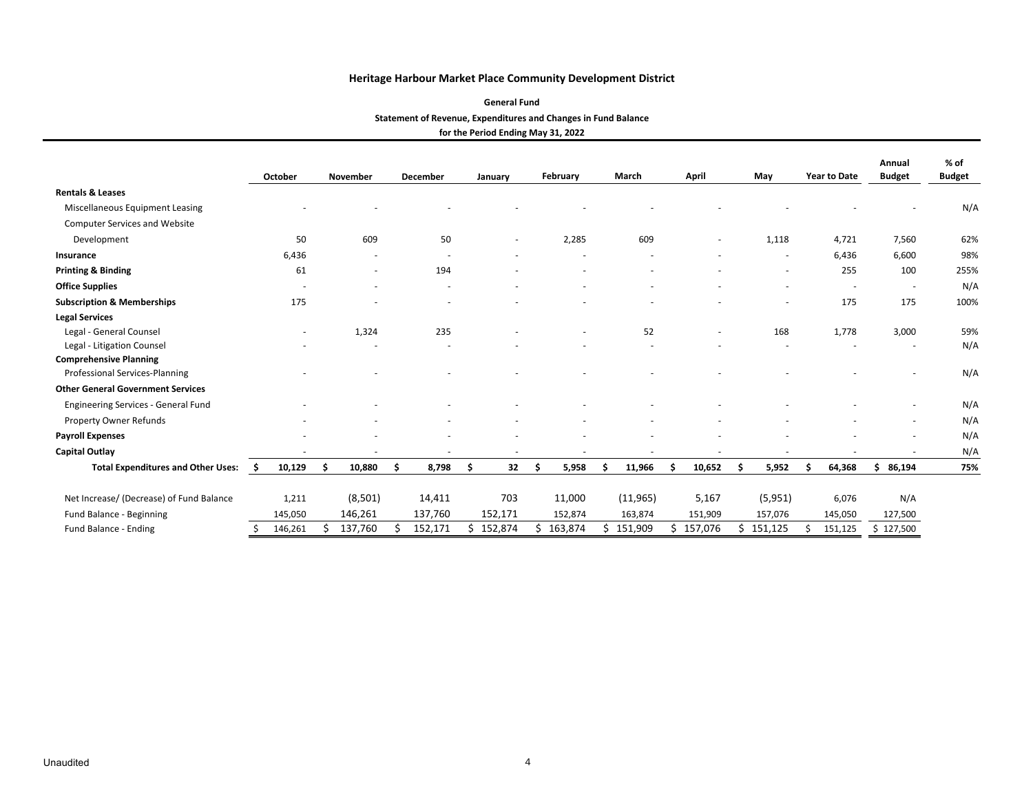**Heritage Harbour Market Place Community Development District**

**General Fund**

**Statement of Revenue, Expenditures and Changes in Fund Balance**

**for the Period Ending May 31, 2022**

| | October | November | December | January | February | March | April | May | Year to Date | Annual Budget | % of Budget |
|---|---|---|---|---|---|---|---|---|---|---|---|
| **Rentals & Leases** | | | | | | | | | | | |
| Miscellaneous Equipment Leasing | - | - | - | - | - | - | - | - | - | - | N/A |
| Computer Services and Website Development | 50 | 609 | 50 | - | 2,285 | 609 | - | 1,118 | 4,721 | 7,560 | 62% |
| **Insurance** | 6,436 | - | - | - | - | - | - | - | 6,436 | 6,600 | 98% |
| **Printing & Binding** | 61 | - | 194 | - | - | - | - | - | 255 | 100 | 255% |
| **Office Supplies** | - | - | - | - | - | - | - | - | - | - | N/A |
| **Subscription & Memberships** | 175 | - | - | - | - | - | - | - | 175 | 175 | 100% |
| **Legal Services** | | | | | | | | | | | |
| Legal - General Counsel | - | 1,324 | 235 | - | - | 52 | - | 168 | 1,778 | 3,000 | 59% |
| Legal - Litigation Counsel | - | - | - | - | - | - | - | - | - | - | N/A |
| **Comprehensive Planning** | | | | | | | | | | | |
| Professional Services-Planning | - | - | - | - | - | - | - | - | - | - | N/A |
| **Other General Government Services** | | | | | | | | | | | |
| Engineering Services - General Fund | - | - | - | - | - | - | - | - | - | - | N/A |
| Property Owner Refunds | - | - | - | - | - | - | - | - | - | - | N/A |
| **Payroll Expenses** | - | - | - | - | - | - | - | - | - | - | N/A |
| **Capital Outlay** | - | - | - | - | - | - | - | - | - | - | N/A |
| **Total Expenditures and Other Uses:** | **$ 10,129** | **$ 10,880** | **$ 8,798** | **$ 32** | **$ 5,958** | **$ 11,966** | **$ 10,652** | **$ 5,952** | **$ 64,368** | **$ 86,194** | **75%** |
| | | | | | | | | | | | |
| Net Increase/ (Decrease) of Fund Balance | 1,211 | (8,501) | 14,411 | 703 | 11,000 | (11,965) | 5,167 | (5,951) | 6,076 | N/A | |
| Fund Balance - Beginning | 145,050 | 146,261 | 137,760 | 152,171 | 152,874 | 163,874 | 151,909 | 157,076 | 145,050 | 127,500 | |
| Fund Balance - Ending | $ 146,261 | $ 137,760 | $ 152,171 | $ 152,874 | $ 163,874 | $ 151,909 | $ 157,076 | $ 151,125 | $ 151,125 | $ 127,500 | |

Unaudited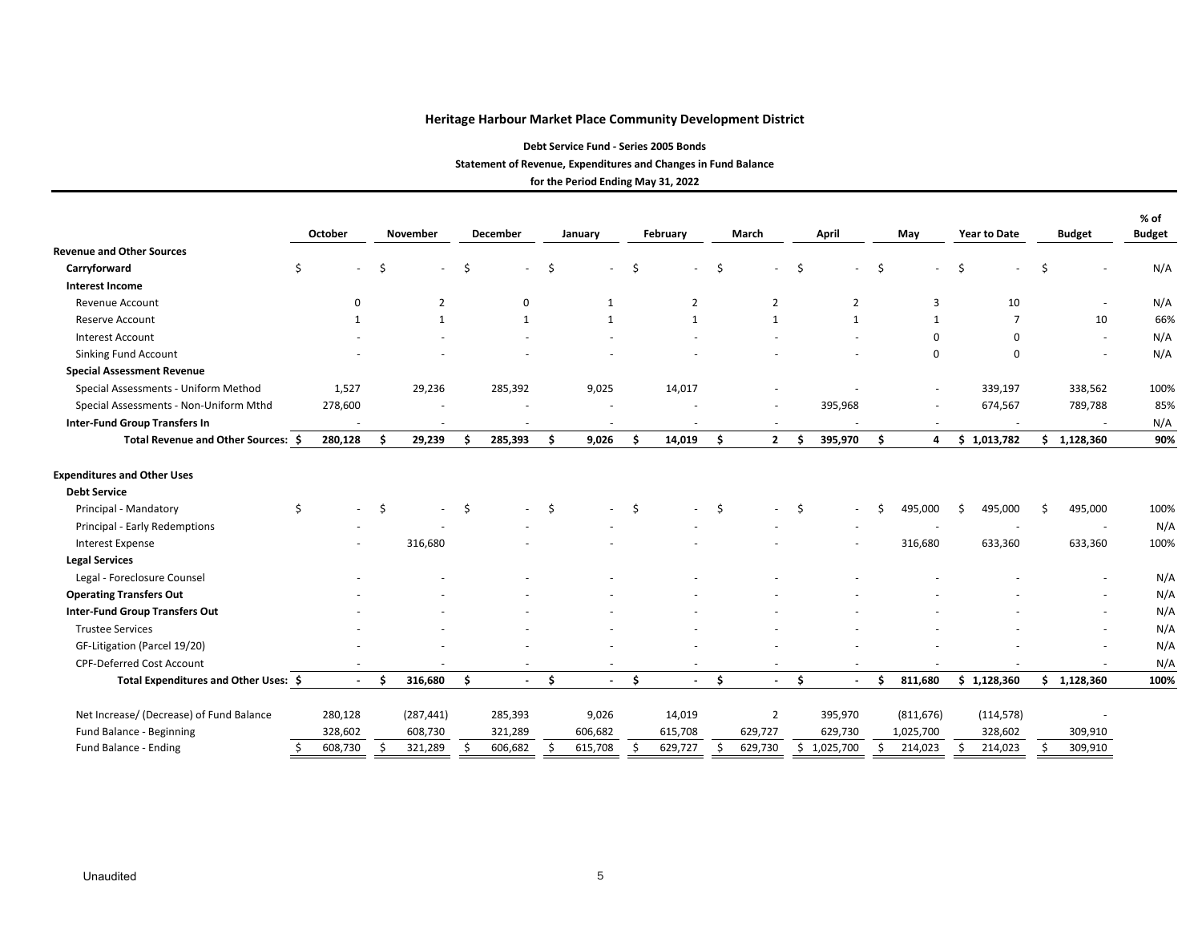# Heritage Harbour Market Place Community Development District

## Debt Service Fund - Series 2005 Bonds

### Statement of Revenue, Expenditures and Changes in Fund Balance

### for the Period Ending May 31, 2022

| | October | November | December | January | February | March | April | May | Year to Date | Budget | % of Budget |
|---|---|---|---|---|---|---|---|---|---|---|---|
| **Revenue and Other Sources** | | | | | | | | | | | |
| **Carryforward** | $ - | $ - | $ - | $ - | $ - | $ - | $ - | $ - | $ - | $ - | N/A |
| **Interest Income** | | | | | | | | | | | |
| Revenue Account | 0 | 2 | 0 | 1 | 2 | 2 | 2 | 3 | 10 | - | N/A |
| Reserve Account | 1 | 1 | 1 | 1 | 1 | 1 | 1 | 1 | 7 | 10 | 66% |
| Interest Account | - | - | - | - | - | - | - | 0 | 0 | - | N/A |
| Sinking Fund Account | - | - | - | - | - | - | - | 0 | 0 | - | N/A |
| **Special Assessment Revenue** | | | | | | | | | | | |
| Special Assessments - Uniform Method | 1,527 | 29,236 | 285,392 | 9,025 | 14,017 | - | - | - | 339,197 | 338,562 | 100% |
| Special Assessments - Non-Uniform Mthd | 278,600 | - | - | - | - | - | 395,968 | - | 674,567 | 789,788 | 85% |
| **Inter-Fund Group Transfers In** | - | - | - | - | - | - | - | - | - | - | N/A |
| **Total Revenue and Other Sources:** | **$ 280,128** | **$ 29,239** | **$ 285,393** | **$ 9,026** | **$ 14,019** | **$ 2** | **$ 395,970** | **$ 4** | **$ 1,013,782** | **$ 1,128,360** | **90%** |
| **Expenditures and Other Uses** | | | | | | | | | | | |
| **Debt Service** | | | | | | | | | | | |
| Principal - Mandatory | $ - | $ - | $ - | $ - | $ - | $ - | $ - | $ 495,000 | $ 495,000 | $ 495,000 | 100% |
| Principal - Early Redemptions | - | - | - | - | - | - | - | - | - | - | N/A |
| Interest Expense | - | 316,680 | - | - | - | - | - | 316,680 | 633,360 | 633,360 | 100% |
| **Legal Services** | | | | | | | | | | | |
| Legal - Foreclosure Counsel | - | - | - | - | - | - | - | - | - | - | N/A |
| **Operating Transfers Out** | - | - | - | - | - | - | - | - | - | - | N/A |
| **Inter-Fund Group Transfers Out** | - | - | - | - | - | - | - | - | - | - | N/A |
| Trustee Services | - | - | - | - | - | - | - | - | - | - | N/A |
| GF-Litigation (Parcel 19/20) | - | - | - | - | - | - | - | - | - | - | N/A |
| CPF-Deferred Cost Account | - | - | - | - | - | - | - | - | - | - | N/A |
| **Total Expenditures and Other Uses:** | **$ -** | **$ 316,680** | **$ -** | **$ -** | **$ -** | **$ -** | **$ -** | **$ 811,680** | **$ 1,128,360** | **$ 1,128,360** | **100%** |
| Net Increase/ (Decrease) of Fund Balance | 280,128 | (287,441) | 285,393 | 9,026 | 14,019 | 2 | 395,970 | (811,676) | (114,578) | - | |
| Fund Balance - Beginning | 328,602 | 608,730 | 321,289 | 606,682 | 615,708 | 629,727 | 629,730 | 1,025,700 | 328,602 | 309,910 | |
| Fund Balance - Ending | $ 608,730 | $ 321,289 | $ 606,682 | $ 615,708 | $ 629,727 | $ 629,730 | $ 1,025,700 | $ 214,023 | $ 214,023 | $ 309,910 | |

Unaudited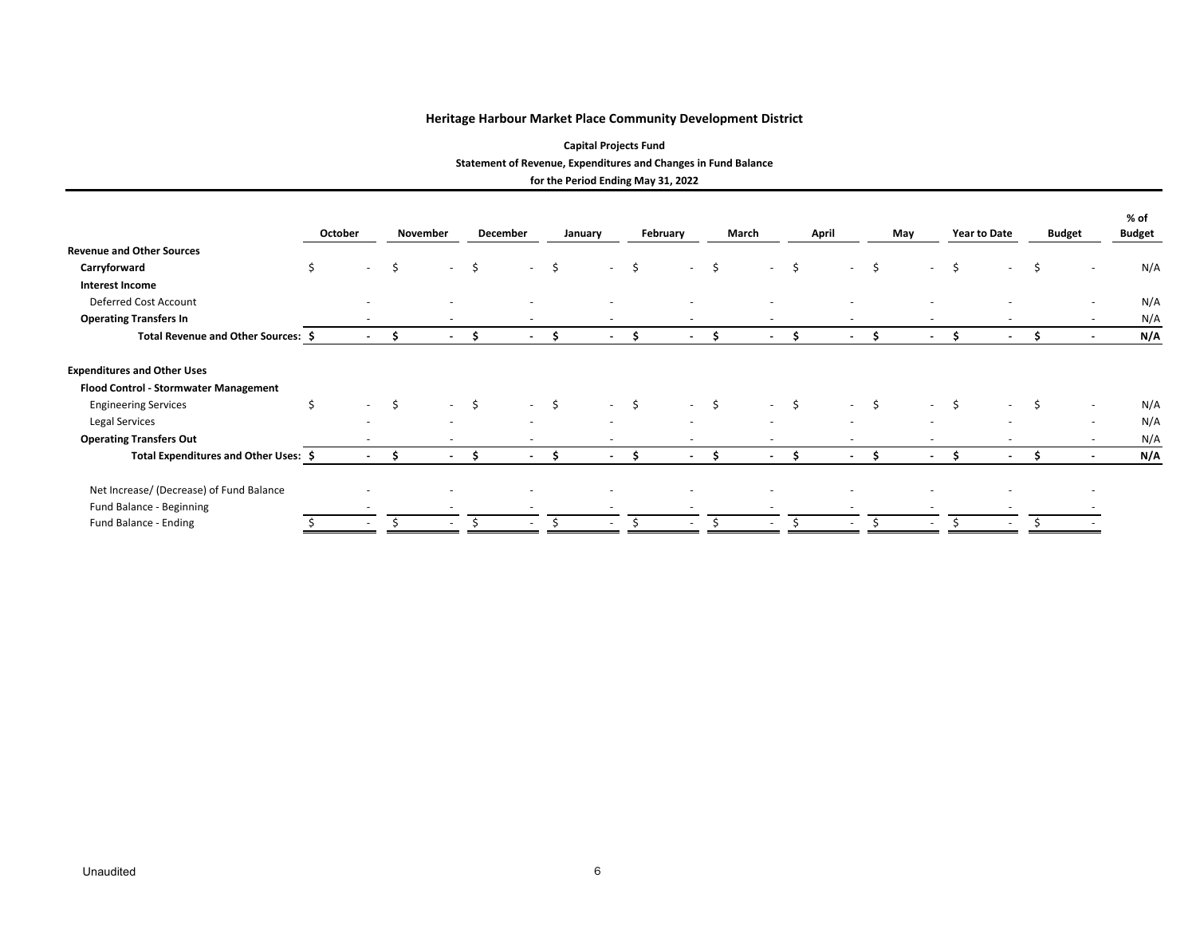# Heritage Harbour Market Place Community Development District

**Capital Projects Fund**

**Statement of Revenue, Expenditures and Changes in Fund Balance**

**for the Period Ending May 31, 2022**

| | October | November | December | January | February | March | April | May | Year to Date | Budget | % of Budget |
|---|---|---|---|---|---|---|---|---|---|---|---|
| **Revenue and Other Sources** | | | | | | | | | | | |
| **Carryforward** | $ - | $ - | $ - | $ - | $ - | $ - | $ - | $ - | $ - | $ - | N/A |
| **Interest Income** | | | | | | | | | | | |
| Deferred Cost Account | - | - | - | - | - | - | - | - | - | - | N/A |
| **Operating Transfers In** | - | - | - | - | - | - | - | - | - | - | N/A |
| **Total Revenue and Other Sources:** | **$ -** | **$ -** | **$ -** | **$ -** | **$ -** | **$ -** | **$ -** | **$ -** | **$ -** | **$ -** | **N/A** |
| | | | | | | | | | | | |
| **Expenditures and Other Uses** | | | | | | | | | | | |
| **Flood Control - Stormwater Management** | | | | | | | | | | | |
| Engineering Services | $ - | $ - | $ - | $ - | $ - | $ - | $ - | $ - | $ - | $ - | N/A |
| Legal Services | - | - | - | - | - | - | - | - | - | - | N/A |
| **Operating Transfers Out** | - | - | - | - | - | - | - | - | - | - | N/A |
| **Total Expenditures and Other Uses:** | **$ -** | **$ -** | **$ -** | **$ -** | **$ -** | **$ -** | **$ -** | **$ -** | **$ -** | **$ -** | **N/A** |
| | | | | | | | | | | | |
| Net Increase/ (Decrease) of Fund Balance | - | - | - | - | - | - | - | - | - | - | |
| Fund Balance - Beginning | - | - | - | - | - | - | - | - | - | - | |
| Fund Balance - Ending | $ - | $ - | $ - | $ - | $ - | $ - | $ - | $ - | $ - | $ - | |

Unaudited